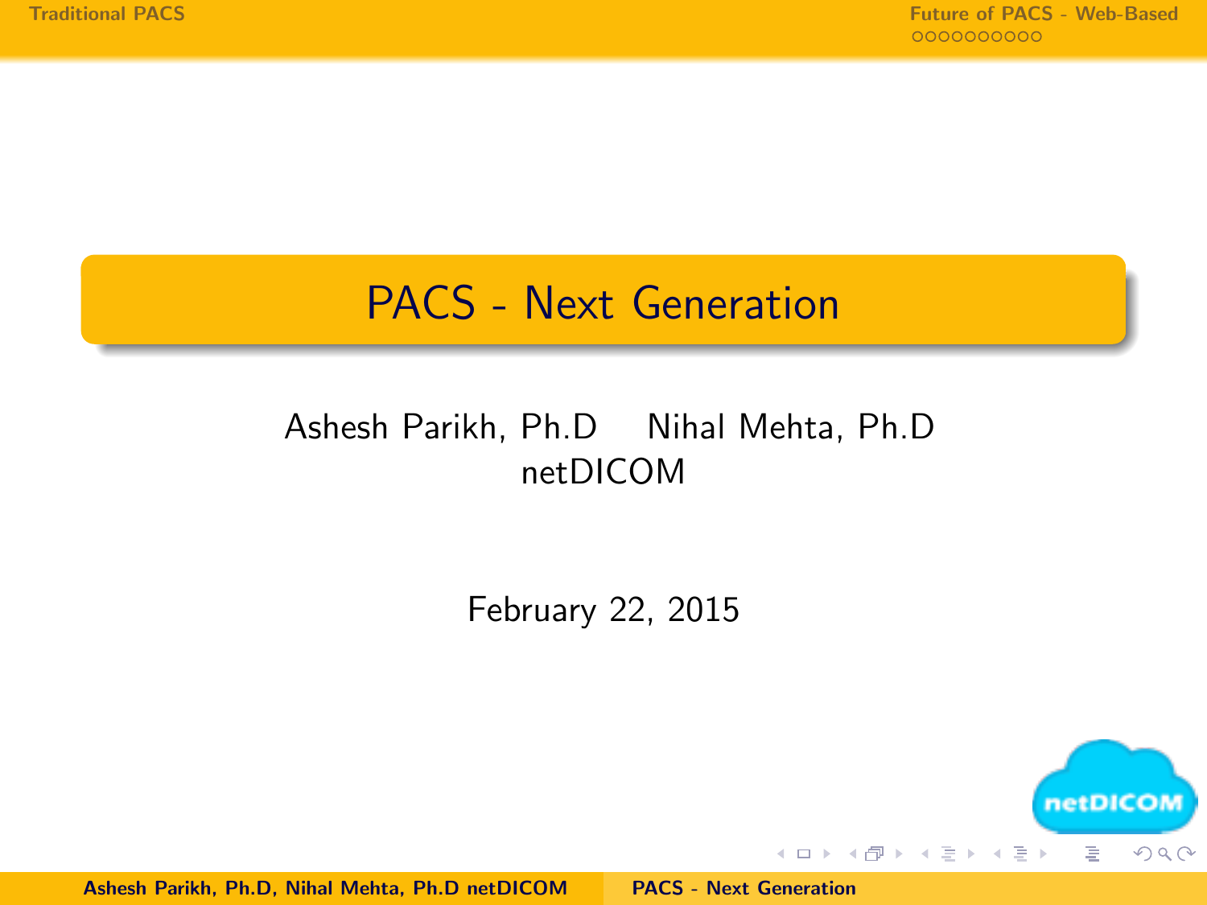# PACS - Next Generation

Ashesh Parikh, Ph.D    Nihal Mehta, Ph.D
netDICOM

February 22, 2015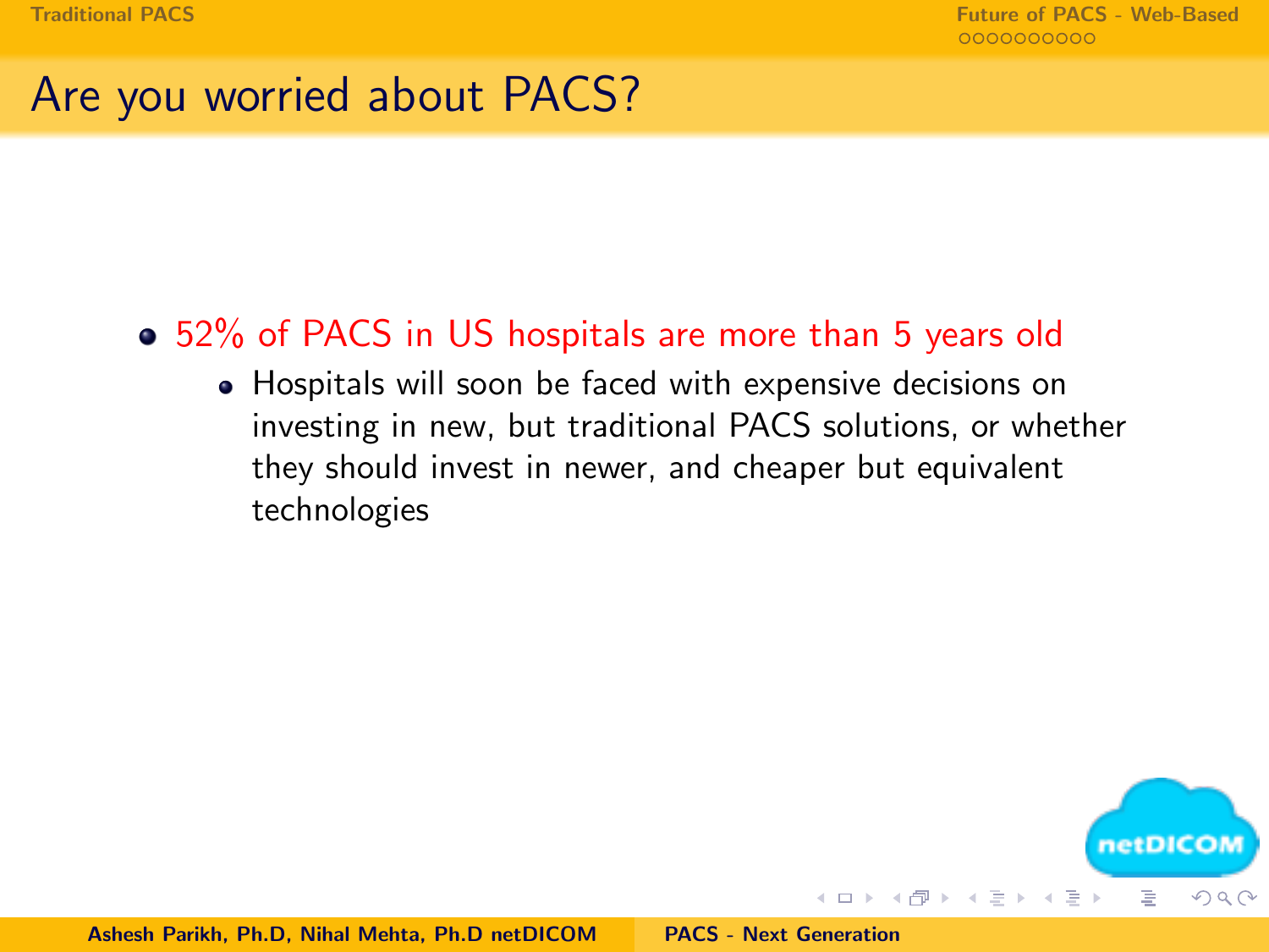# Are you worried about PACS?

- 52% of PACS in US hospitals are more than 5 years old
  - Hospitals will soon be faced with expensive decisions on investing in new, but traditional PACS solutions, or whether they should invest in newer, and cheaper but equivalent technologies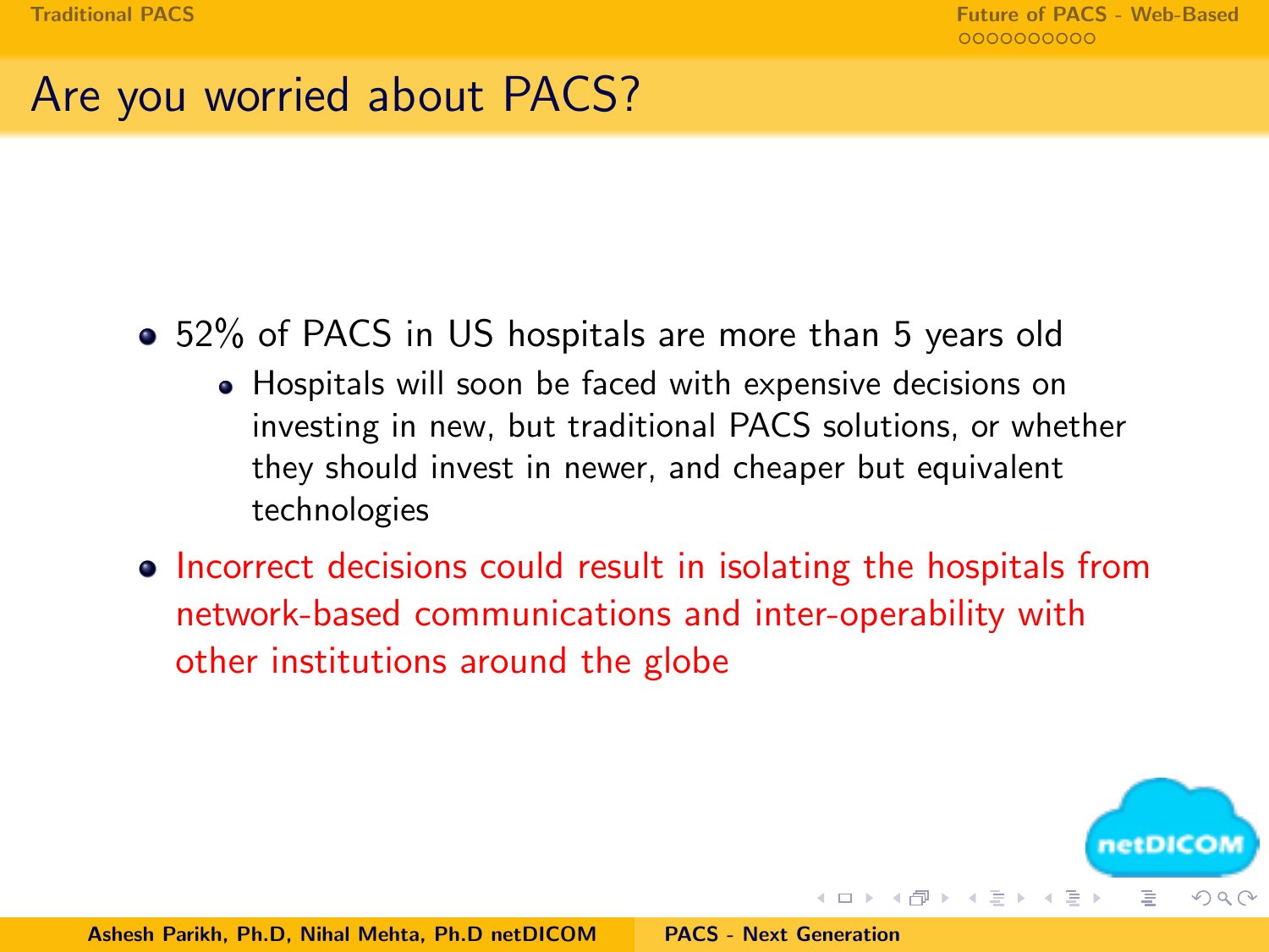## Are you worried about PACS?

- 52% of PACS in US hospitals are more than 5 years old
  - Hospitals will soon be faced with expensive decisions on investing in new, but traditional PACS solutions, or whether they should invest in newer, and cheaper but equivalent technologies
- Incorrect decisions could result in isolating the hospitals from network-based communications and inter-operability with other institutions around the globe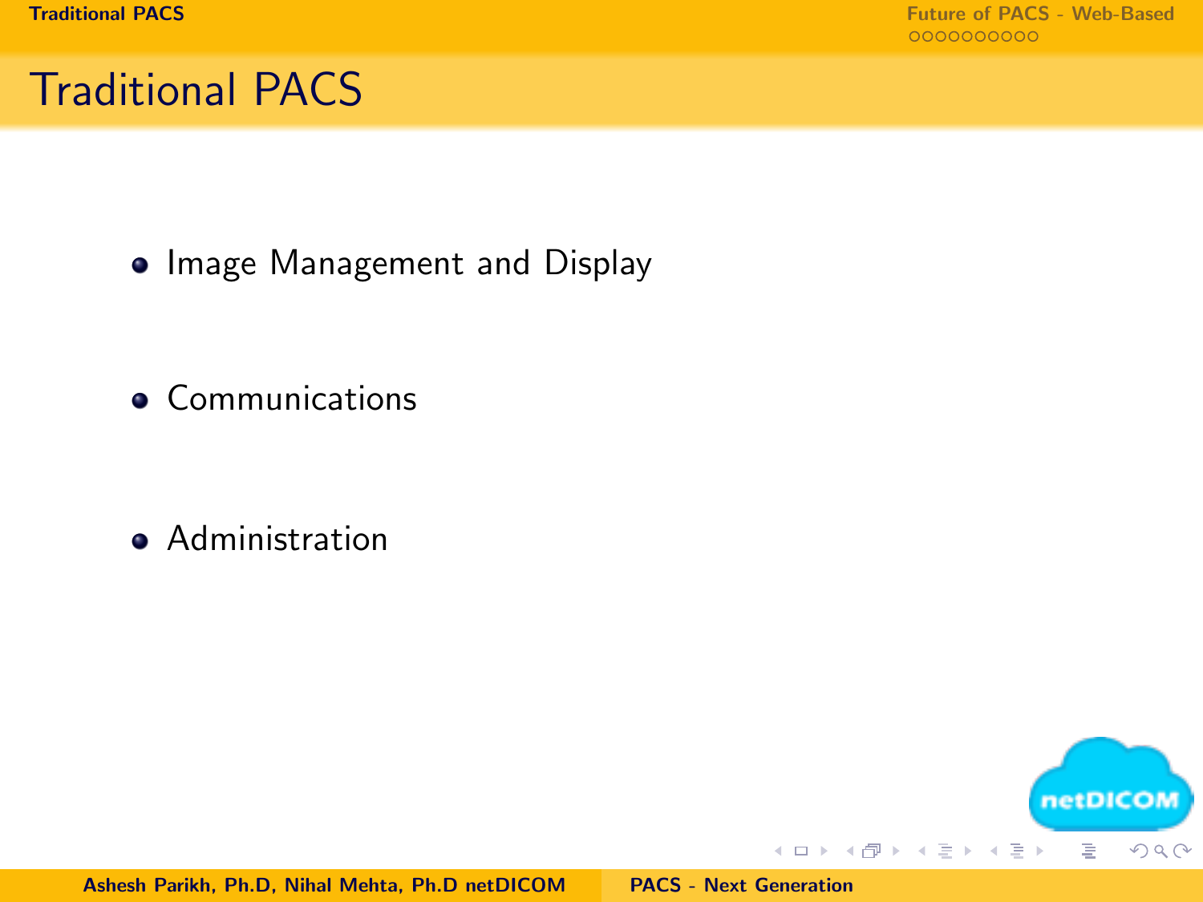# Traditional PACS

- Image Management and Display
- Communications
- Administration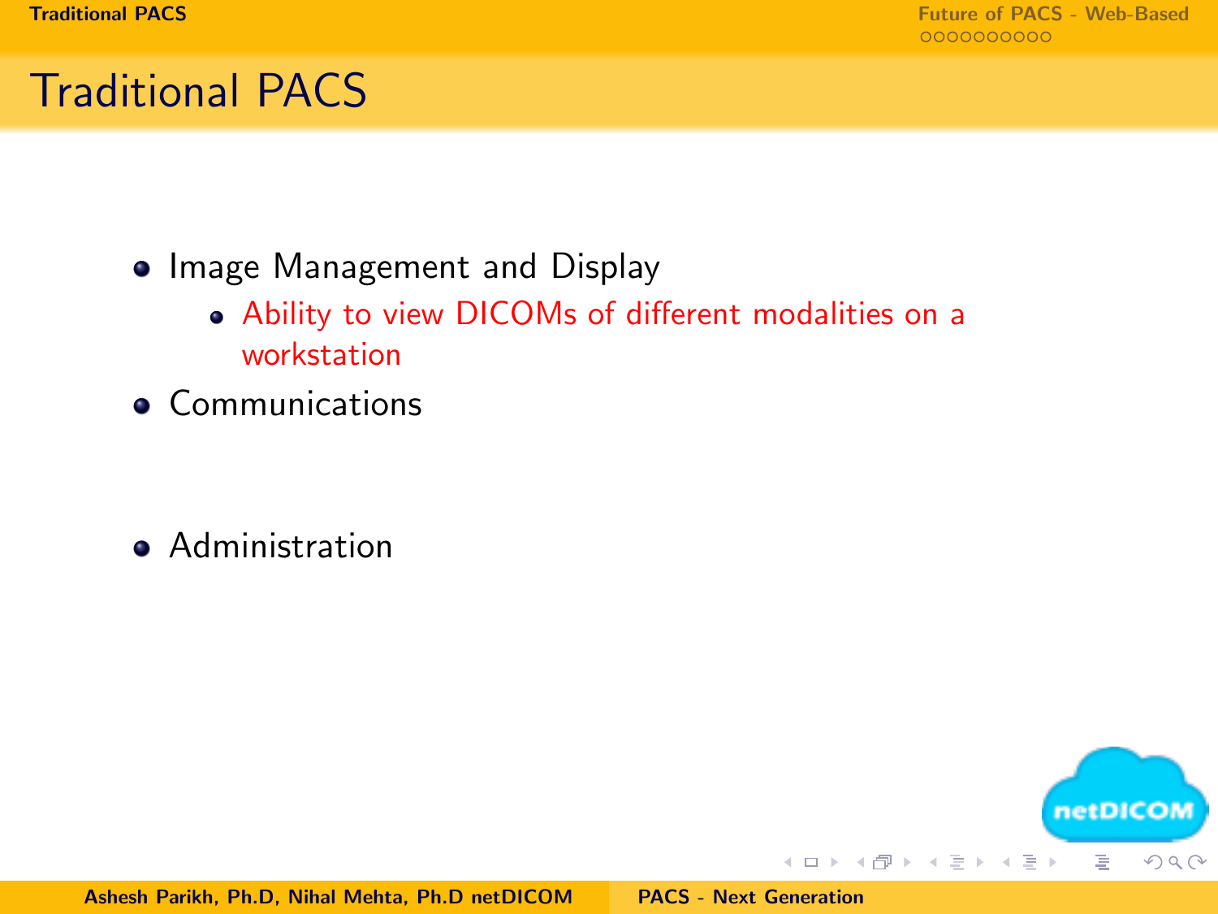# Traditional PACS

- Image Management and Display
  - Ability to view DICOMs of different modalities on a workstation
- Communications
- Administration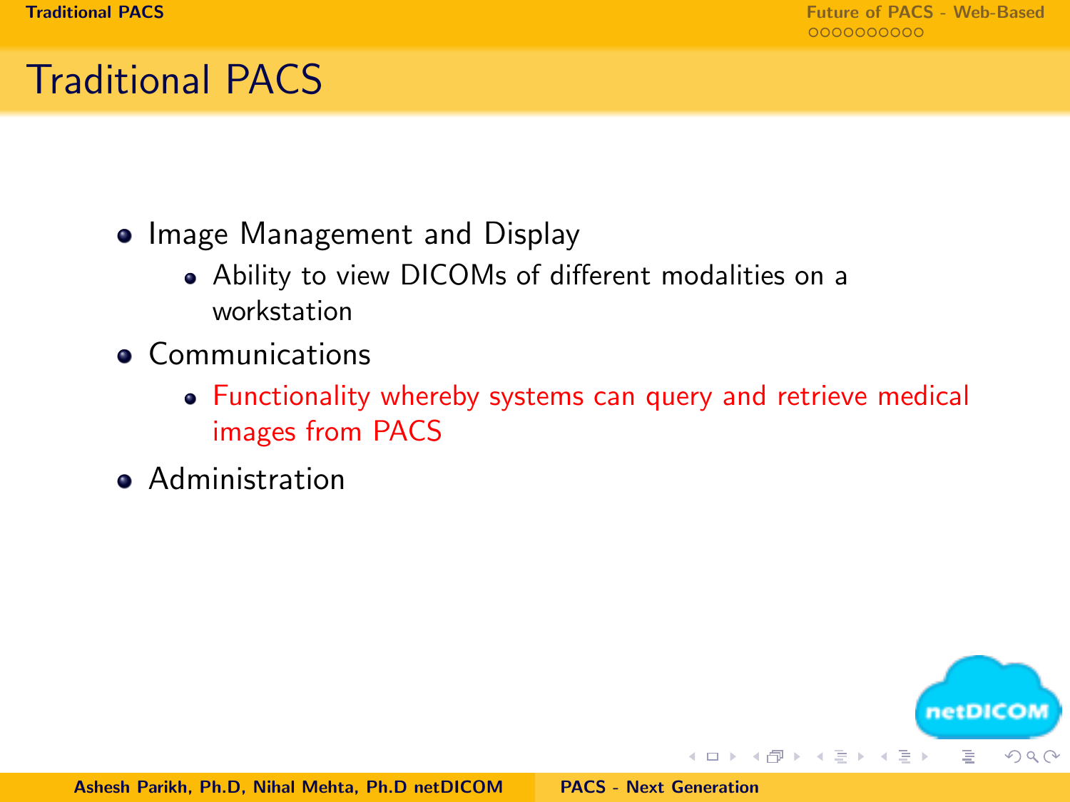# Traditional PACS

- Image Management and Display
  - Ability to view DICOMs of different modalities on a workstation
- Communications
  - Functionality whereby systems can query and retrieve medical images from PACS
- Administration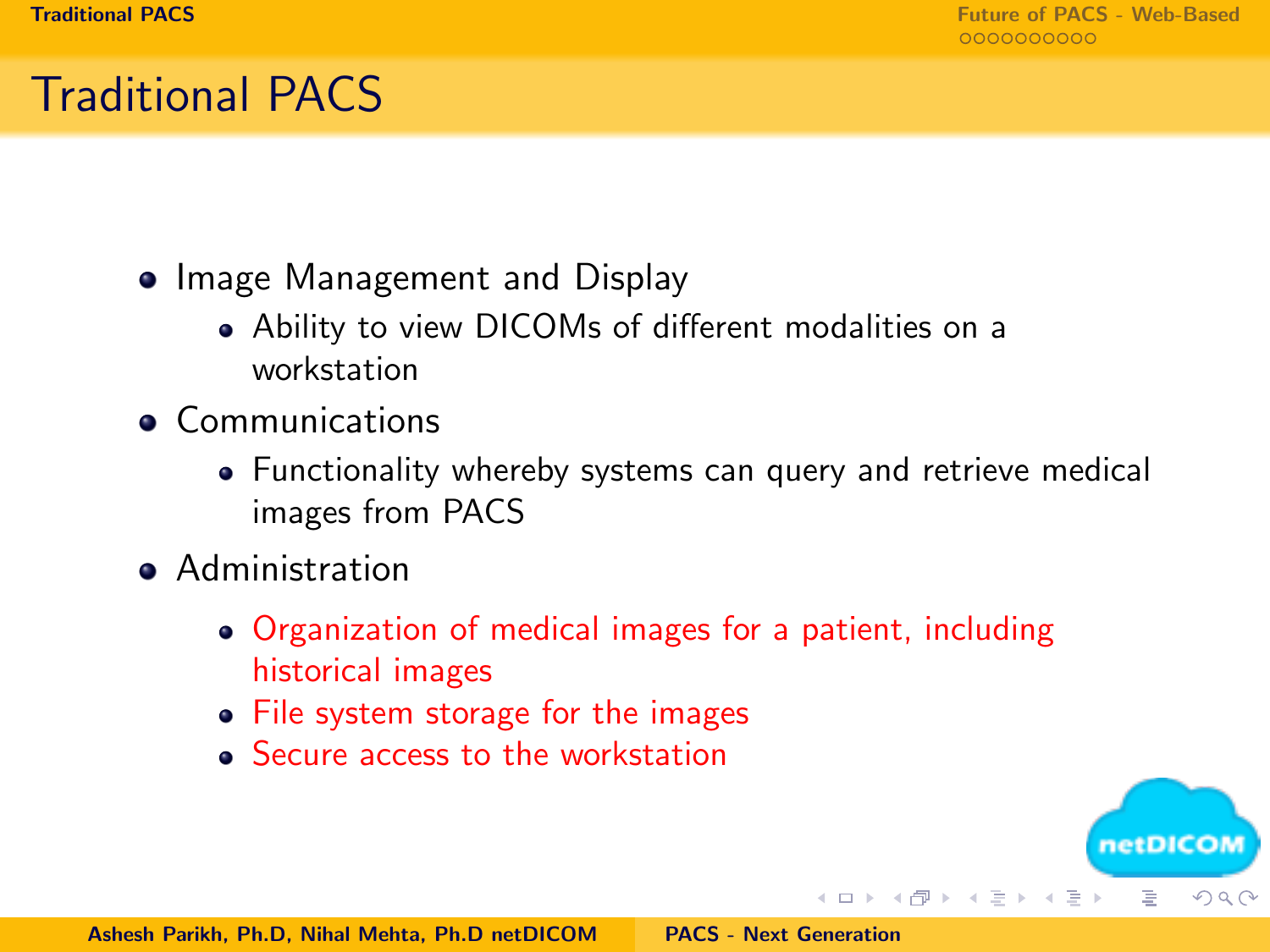# Traditional PACS

- Image Management and Display
  - Ability to view DICOMs of different modalities on a workstation
- Communications
  - Functionality whereby systems can query and retrieve medical images from PACS
- Administration
  - Organization of medical images for a patient, including historical images
  - File system storage for the images
  - Secure access to the workstation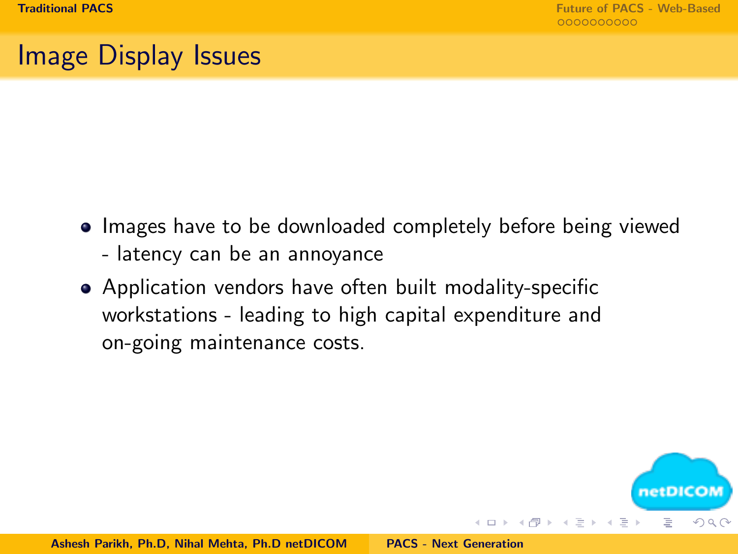# Image Display Issues

- Images have to be downloaded completely before being viewed - latency can be an annoyance
- Application vendors have often built modality-specific workstations - leading to high capital expenditure and on-going maintenance costs.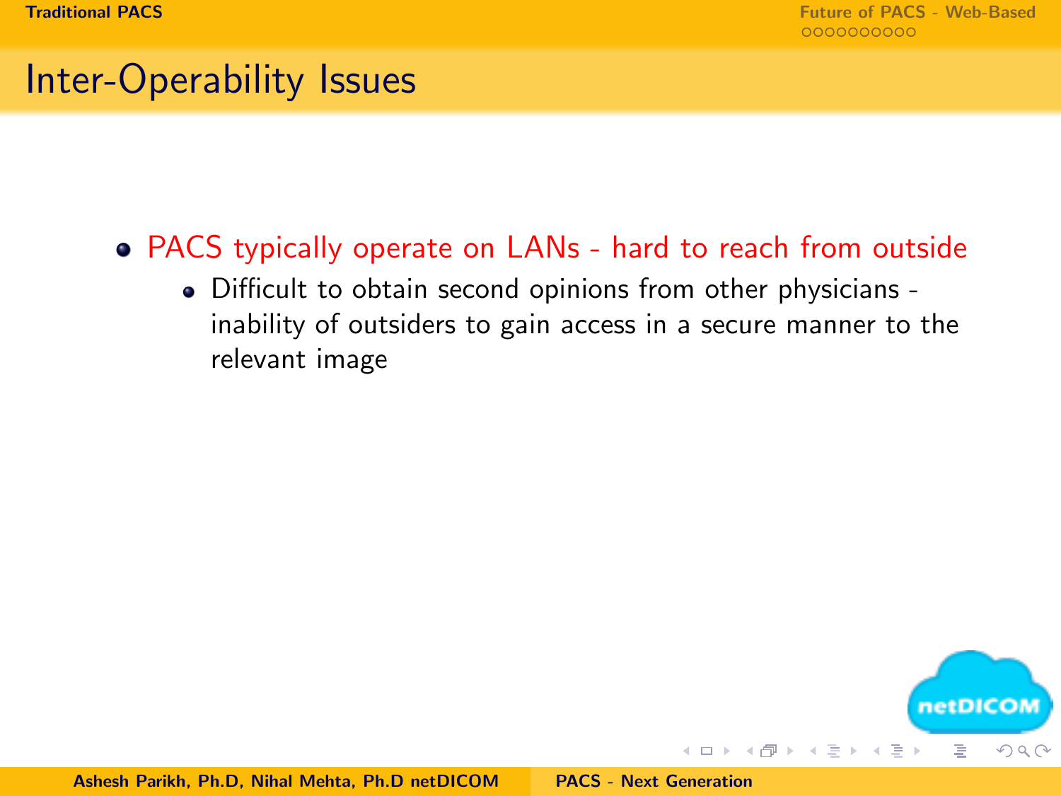## Inter-Operability Issues

- PACS typically operate on LANs - hard to reach from outside
  - Difficult to obtain second opinions from other physicians - inability of outsiders to gain access in a secure manner to the relevant image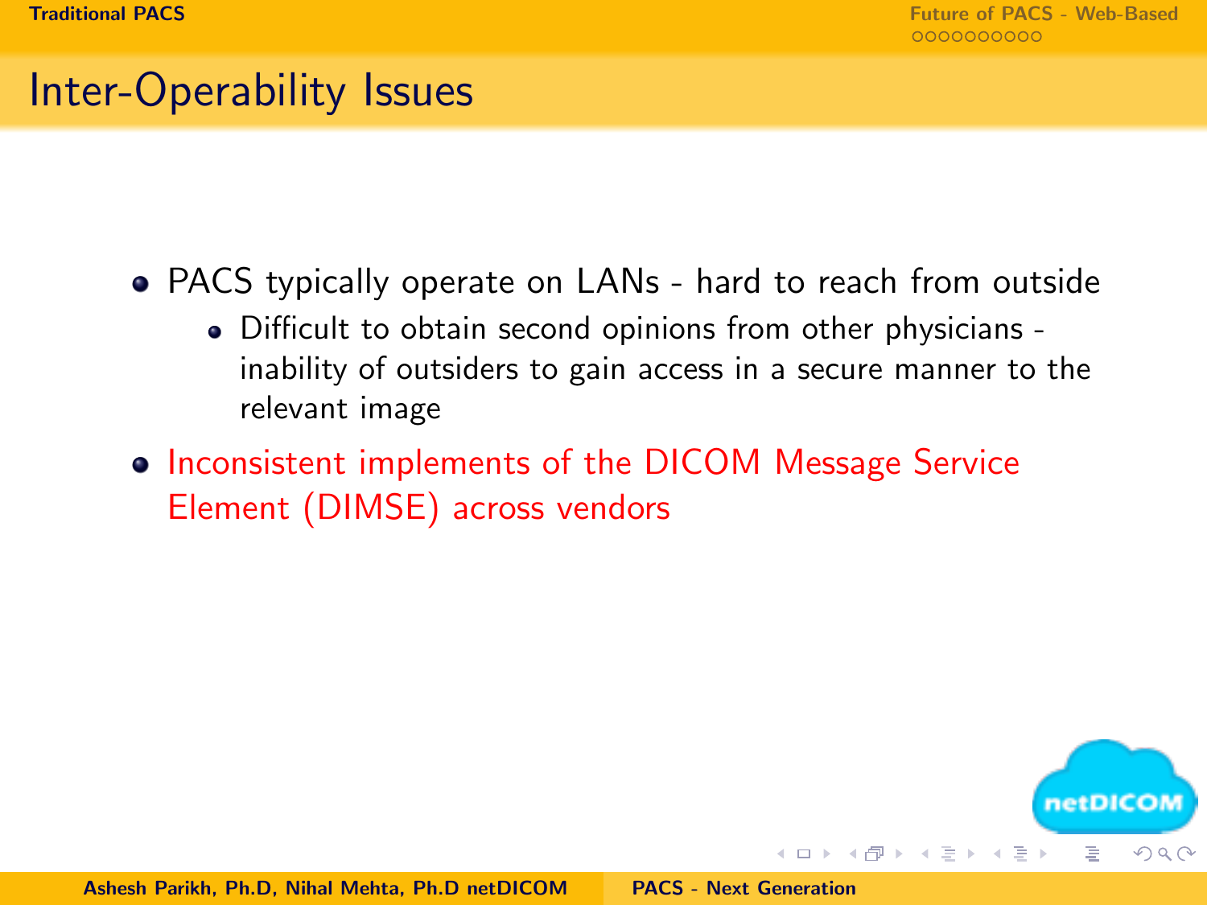## Inter-Operability Issues

- PACS typically operate on LANs - hard to reach from outside
  - Difficult to obtain second opinions from other physicians - inability of outsiders to gain access in a secure manner to the relevant image
- Inconsistent implements of the DICOM Message Service Element (DIMSE) across vendors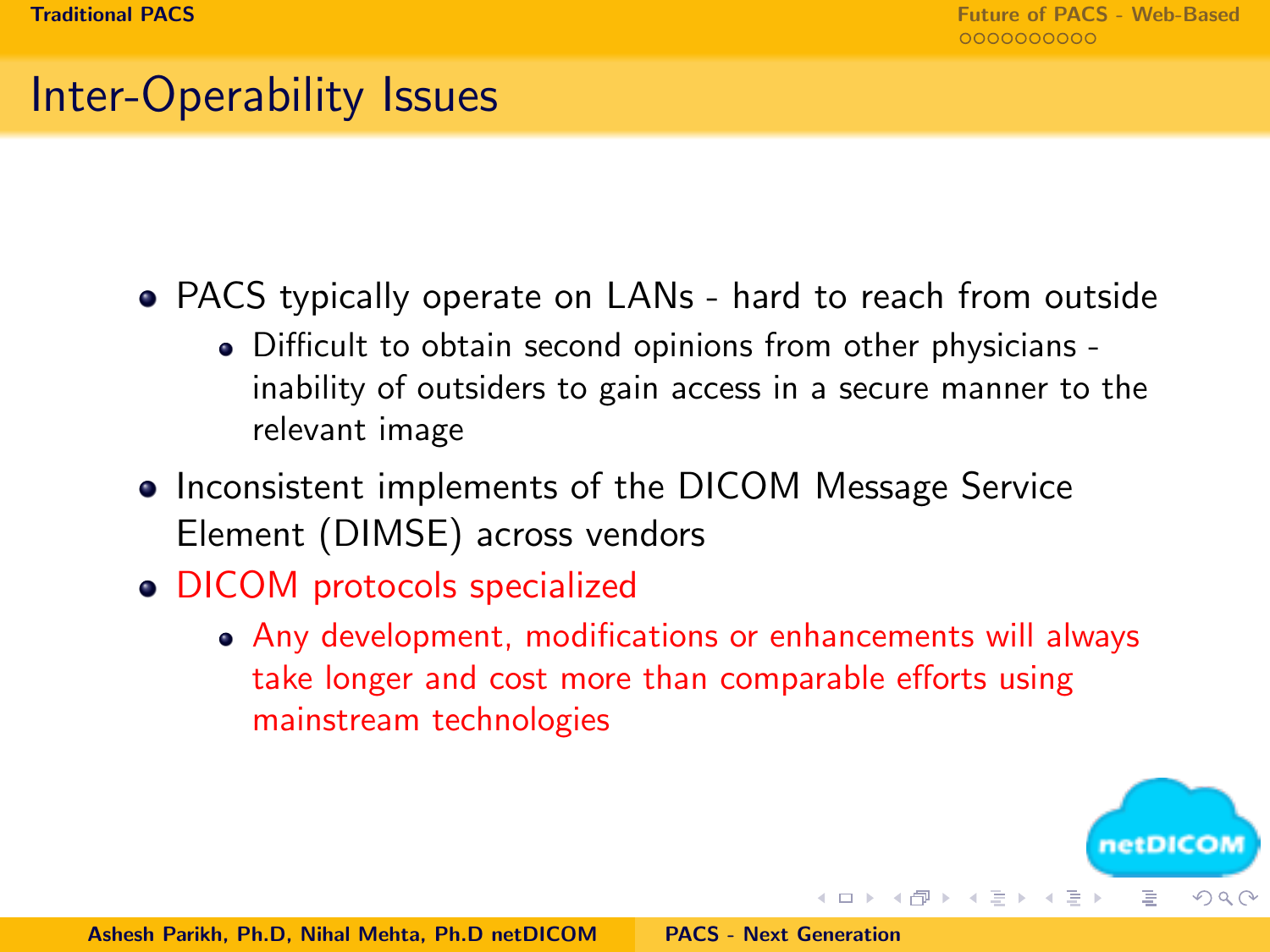## Inter-Operability Issues

- PACS typically operate on LANs - hard to reach from outside
  - Difficult to obtain second opinions from other physicians - inability of outsiders to gain access in a secure manner to the relevant image
- Inconsistent implements of the DICOM Message Service Element (DIMSE) across vendors
- DICOM protocols specialized
  - Any development, modifications or enhancements will always take longer and cost more than comparable efforts using mainstream technologies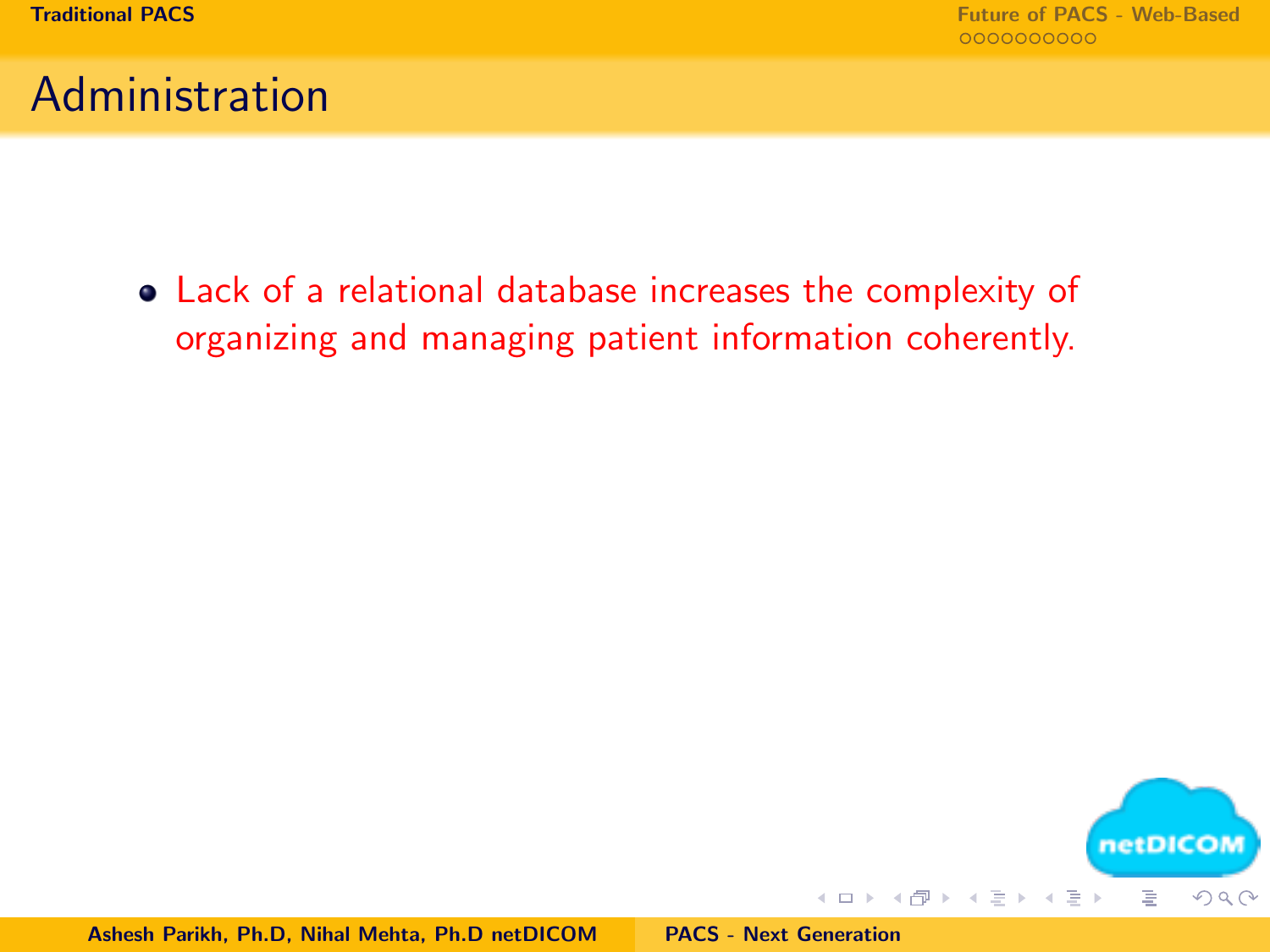## Administration

- Lack of a relational database increases the complexity of organizing and managing patient information coherently.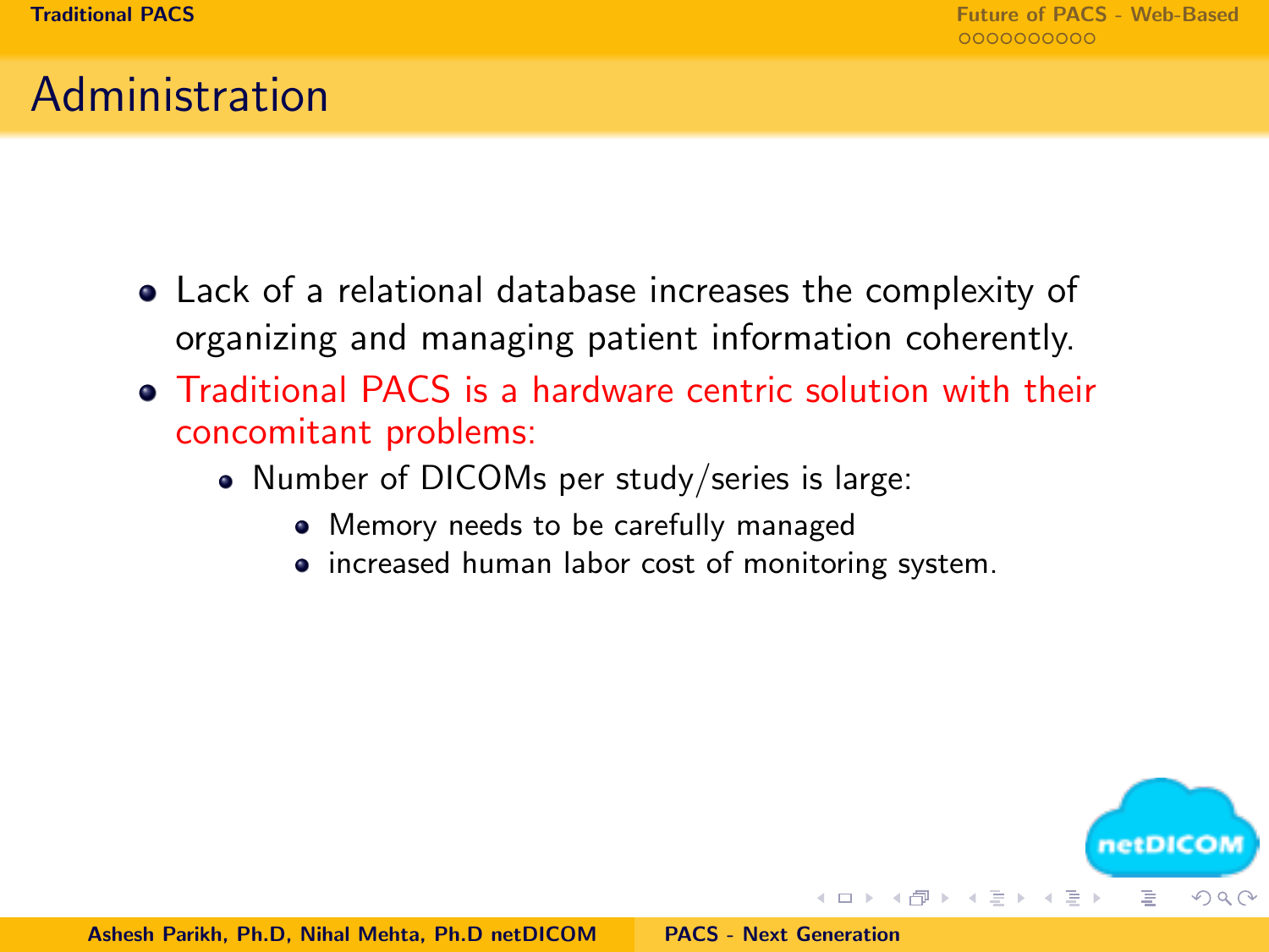## Administration

- Lack of a relational database increases the complexity of organizing and managing patient information coherently.
- Traditional PACS is a hardware centric solution with their concomitant problems:
  - Number of DICOMs per study/series is large:
    - Memory needs to be carefully managed
    - increased human labor cost of monitoring system.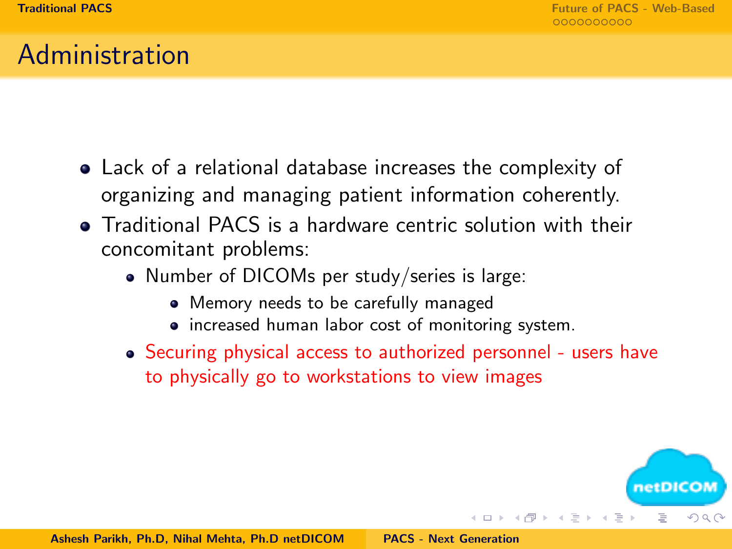## Administration

- Lack of a relational database increases the complexity of organizing and managing patient information coherently.
- Traditional PACS is a hardware centric solution with their concomitant problems:
  - Number of DICOMs per study/series is large:
    - Memory needs to be carefully managed
    - increased human labor cost of monitoring system.
  - Securing physical access to authorized personnel - users have to physically go to workstations to view images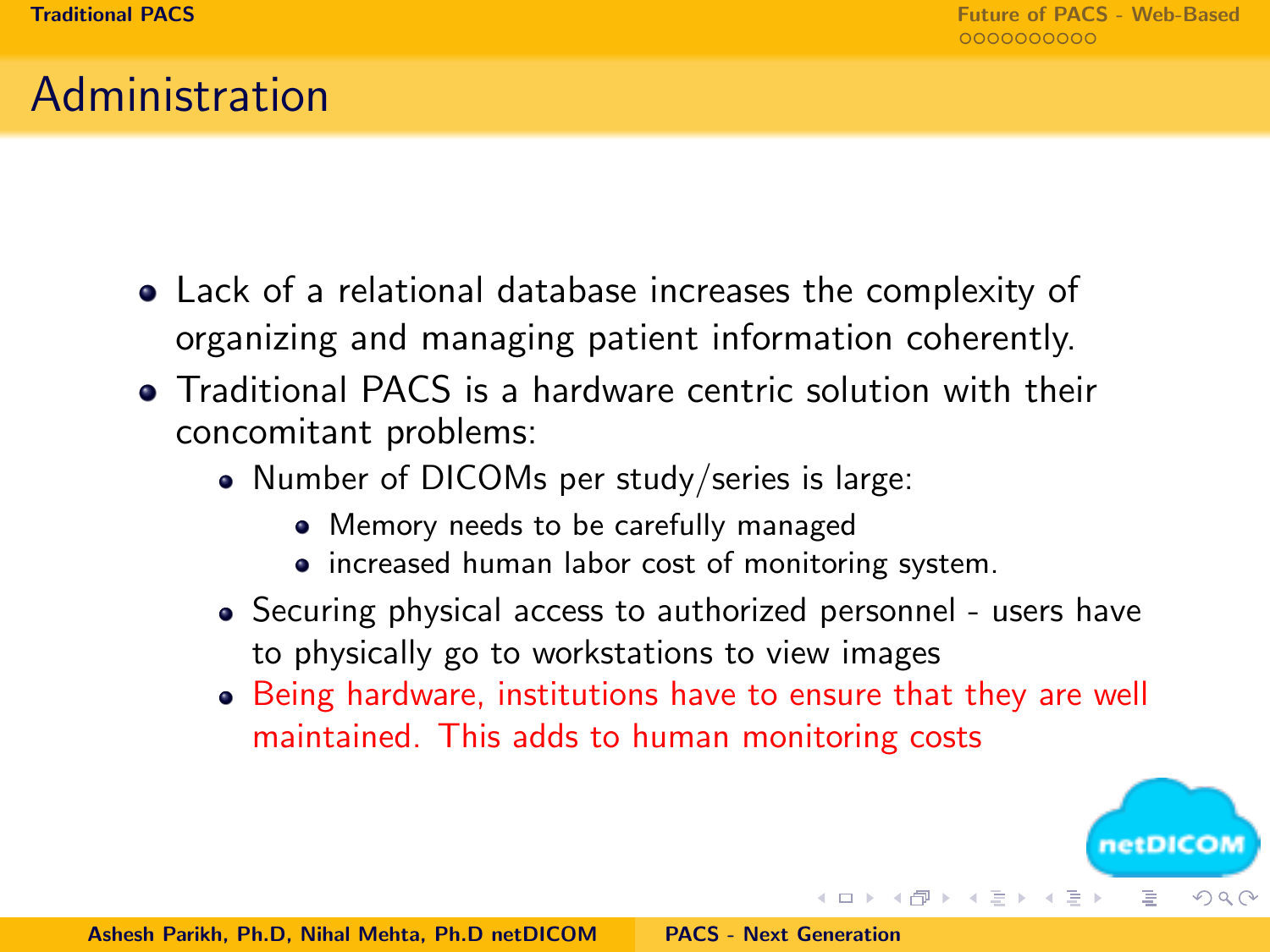# Administration

- Lack of a relational database increases the complexity of organizing and managing patient information coherently.
- Traditional PACS is a hardware centric solution with their concomitant problems:
  - Number of DICOMs per study/series is large:
    - Memory needs to be carefully managed
    - increased human labor cost of monitoring system.
  - Securing physical access to authorized personnel - users have to physically go to workstations to view images
  - Being hardware, institutions have to ensure that they are well maintained. This adds to human monitoring costs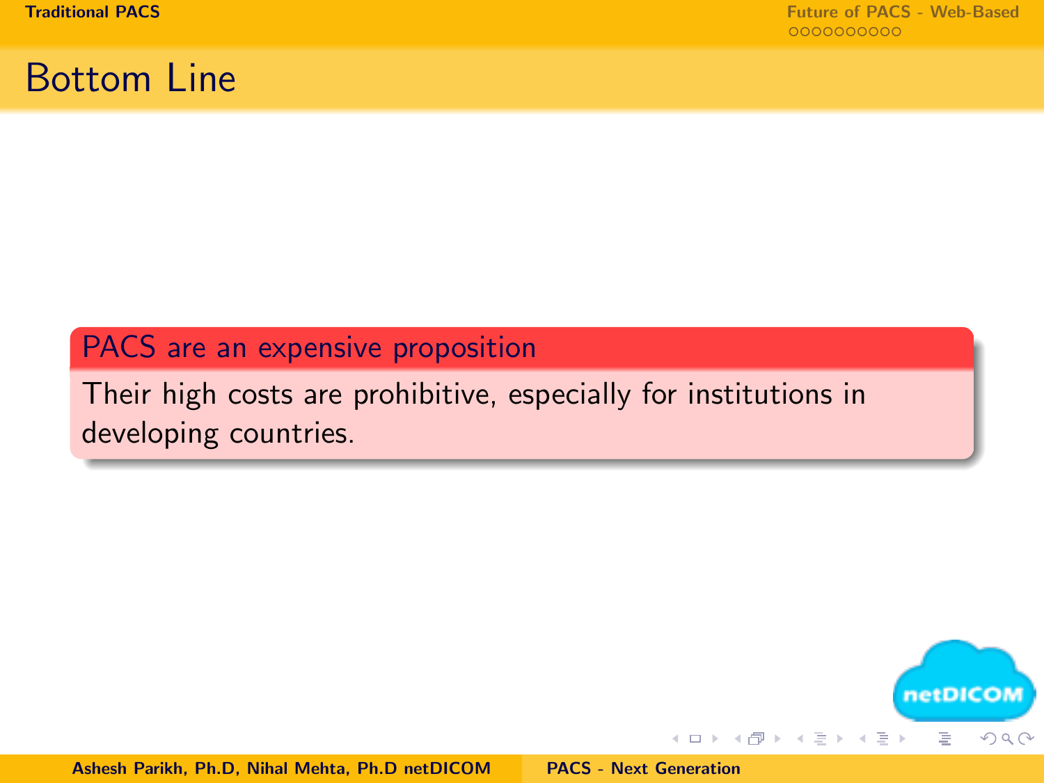## Bottom Line

**PACS are an expensive proposition**

Their high costs are prohibitive, especially for institutions in developing countries.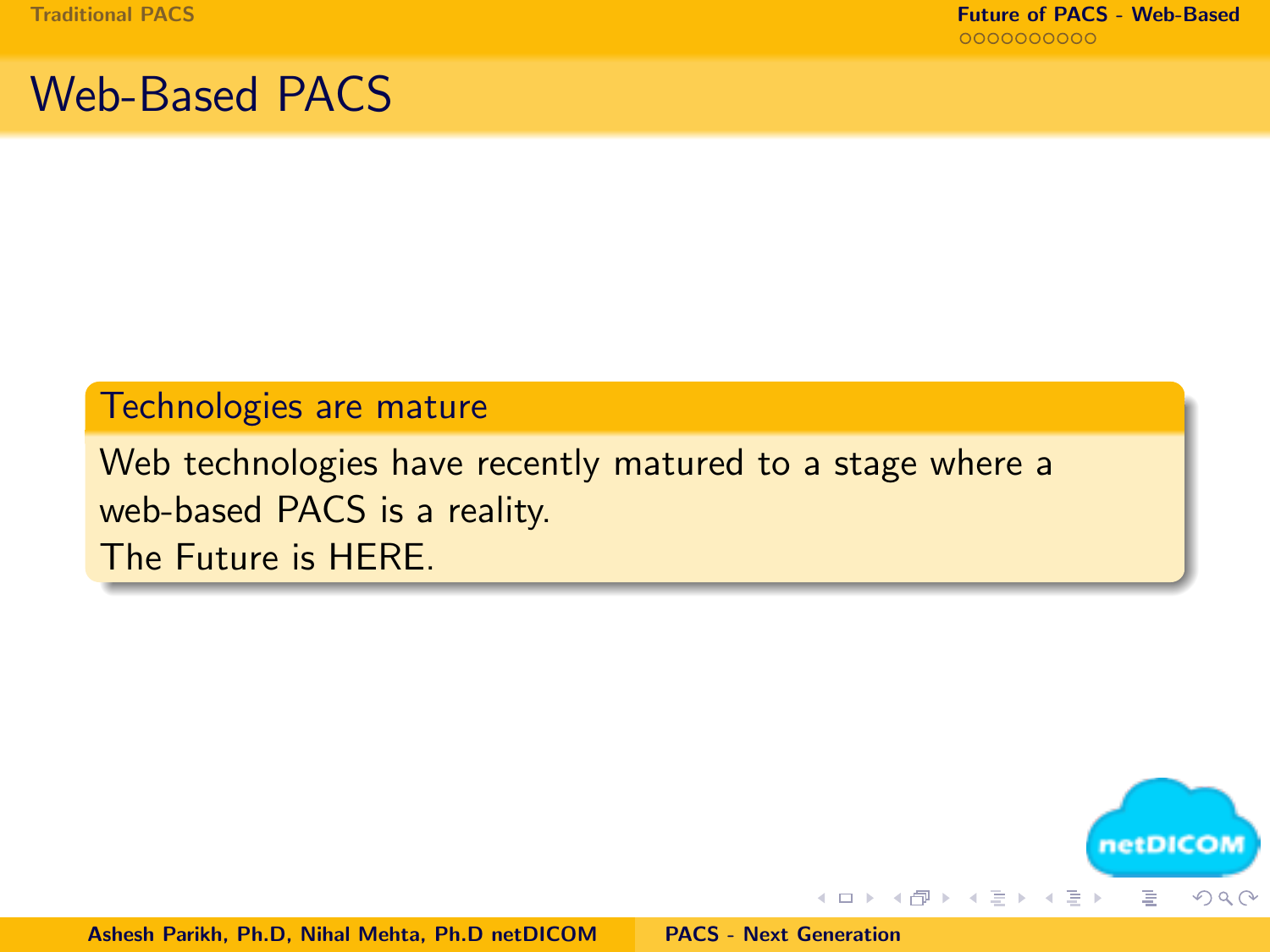# Web-Based PACS

**Technologies are mature**

Web technologies have recently matured to a stage where a web-based PACS is a reality.
The Future is HERE.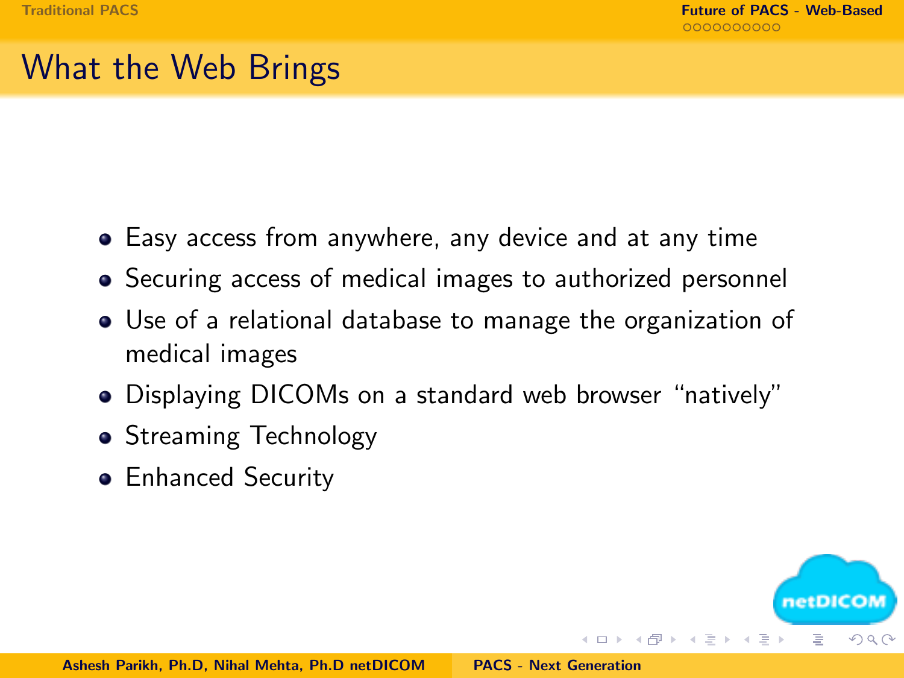# What the Web Brings

- Easy access from anywhere, any device and at any time
- Securing access of medical images to authorized personnel
- Use of a relational database to manage the organization of medical images
- Displaying DICOMs on a standard web browser “natively”
- Streaming Technology
- Enhanced Security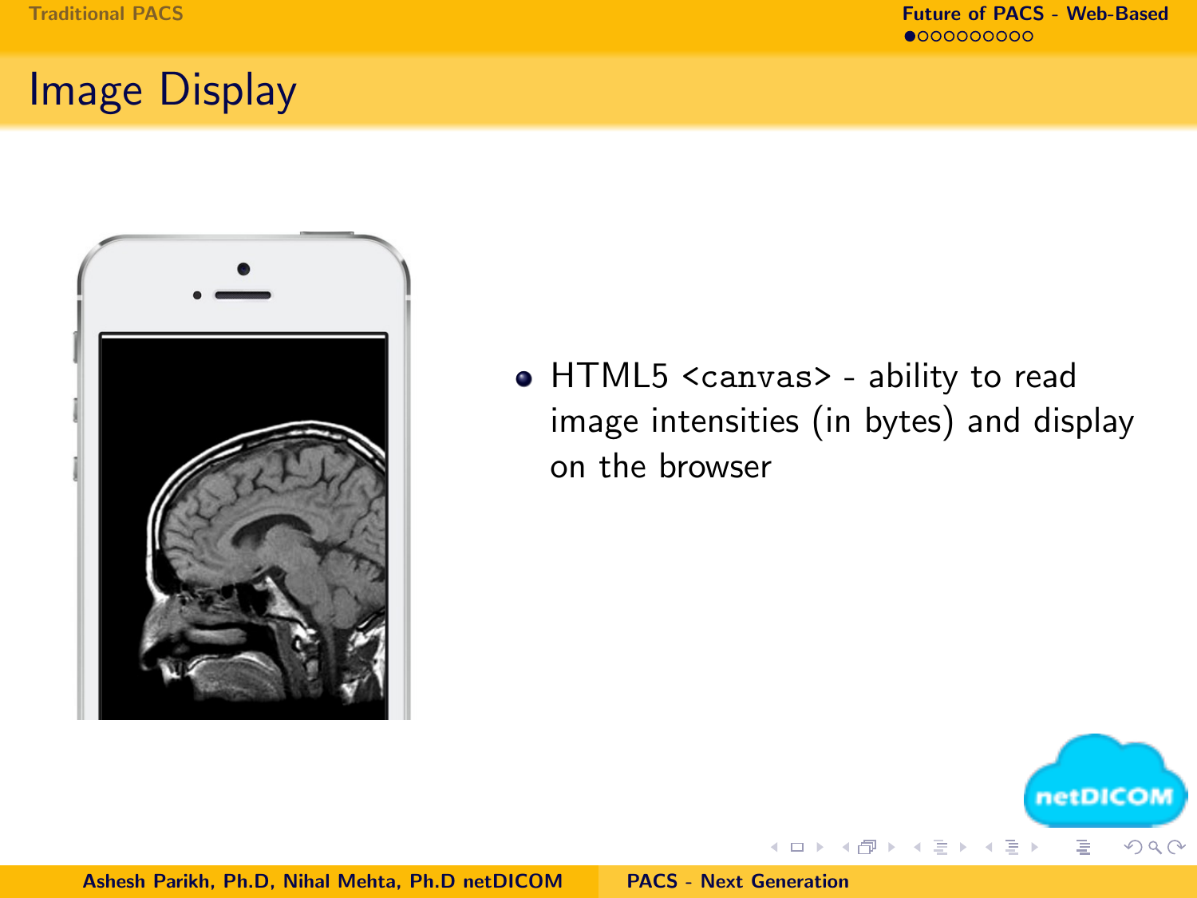# Image Display

- HTML5 <canvas> - ability to read image intensities (in bytes) and display on the browser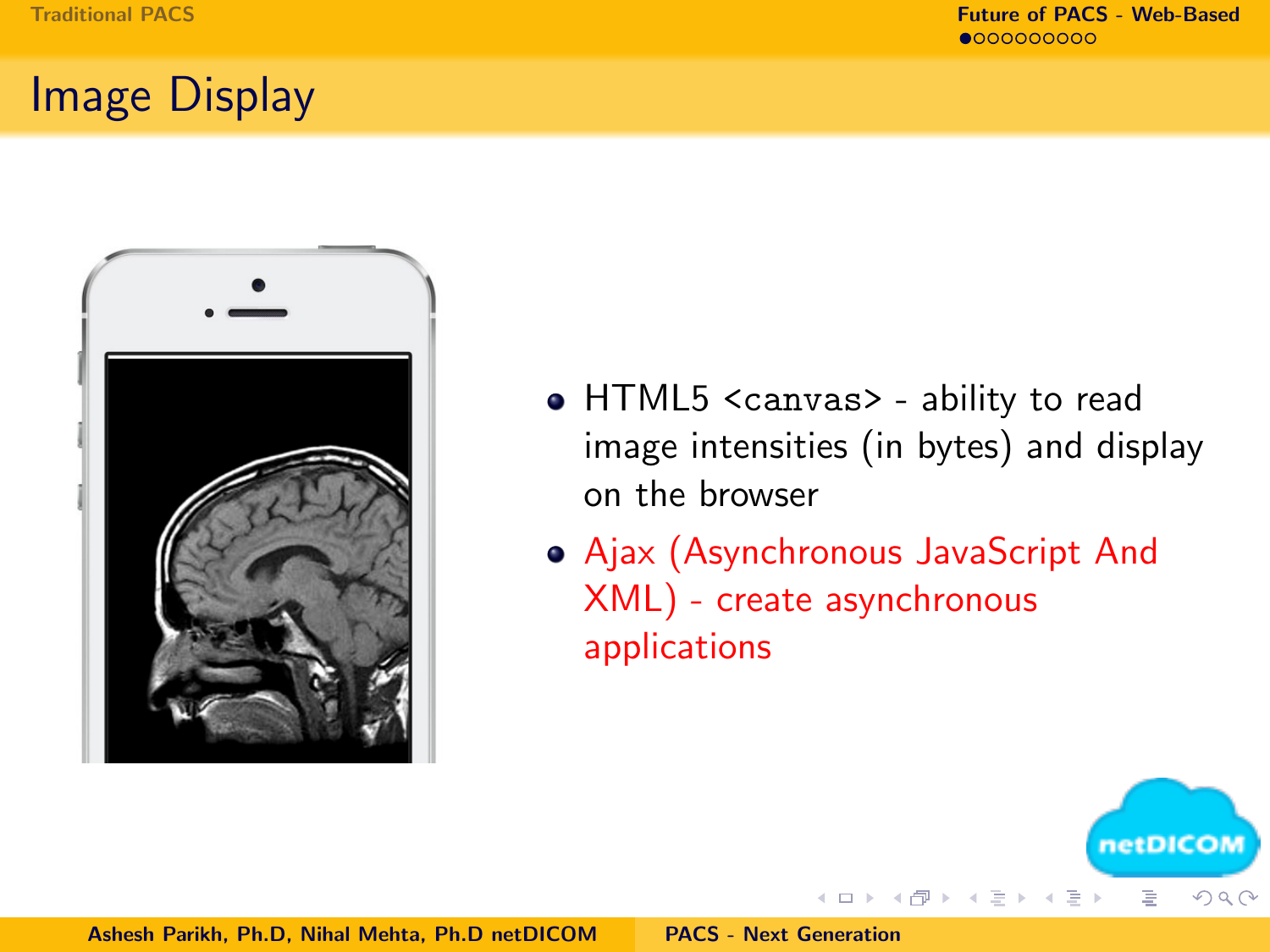# Image Display

- HTML5 `<canvas>` - ability to read image intensities (in bytes) and display on the browser
- Ajax (Asynchronous JavaScript And XML) - create asynchronous applications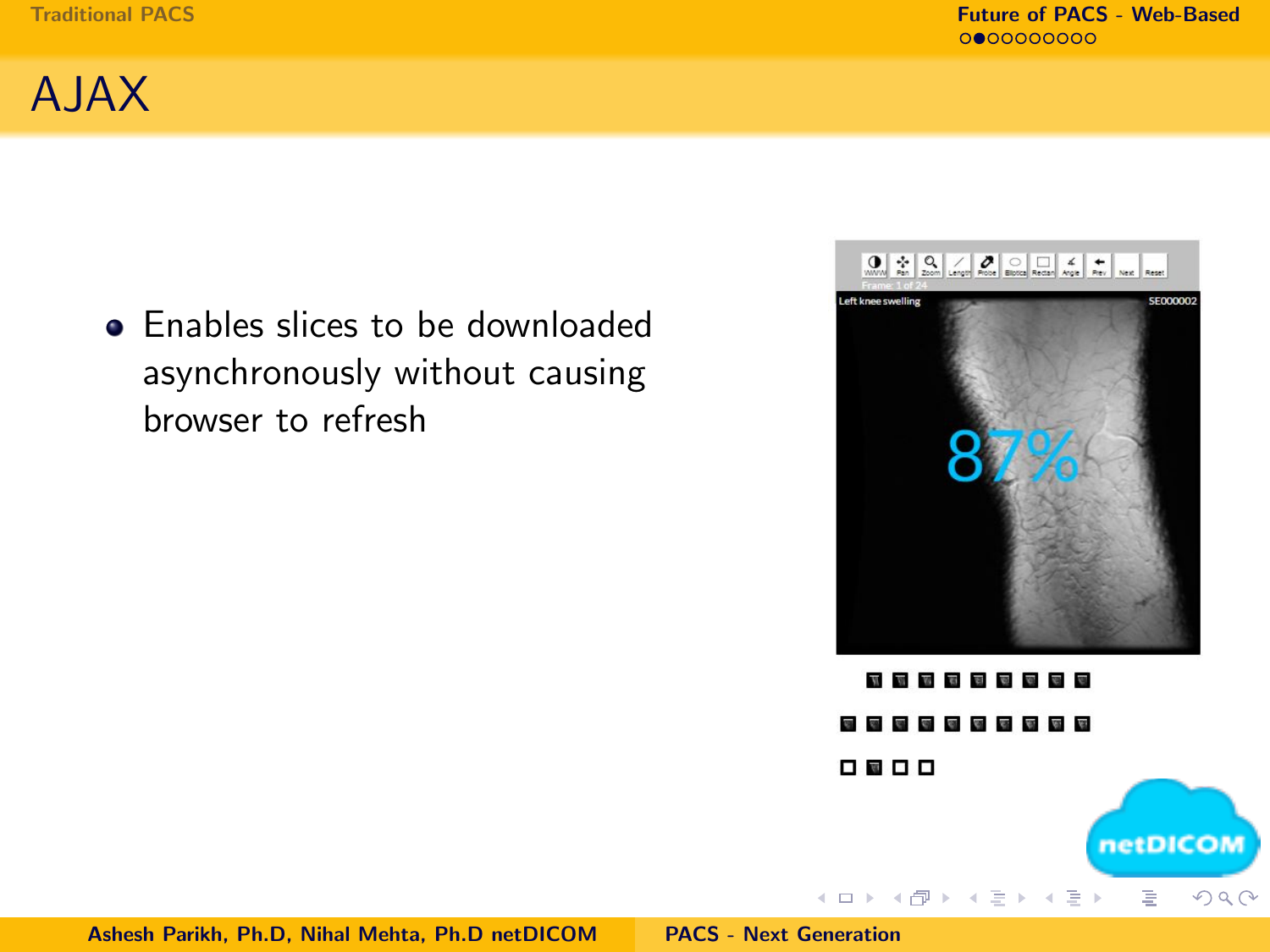# AJAX

- Enables slices to be downloaded asynchronously without causing browser to refresh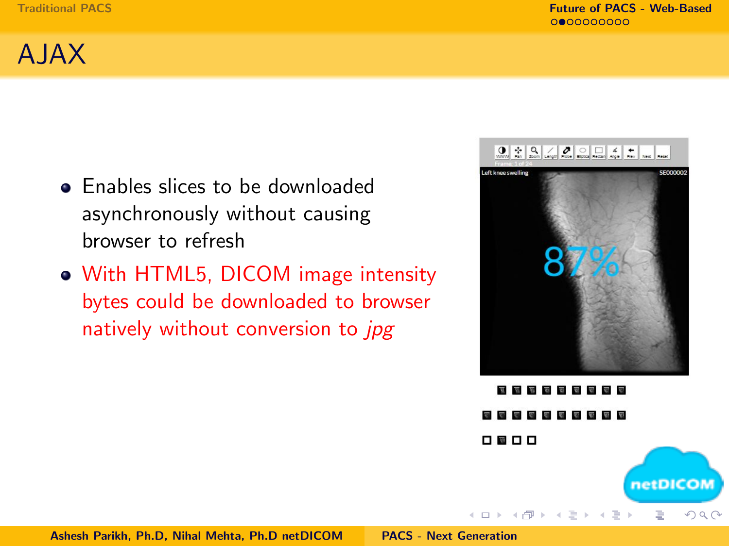# AJAX

- Enables slices to be downloaded asynchronously without causing browser to refresh
- With HTML5, DICOM image intensity bytes could be downloaded to browser natively without conversion to *jpg*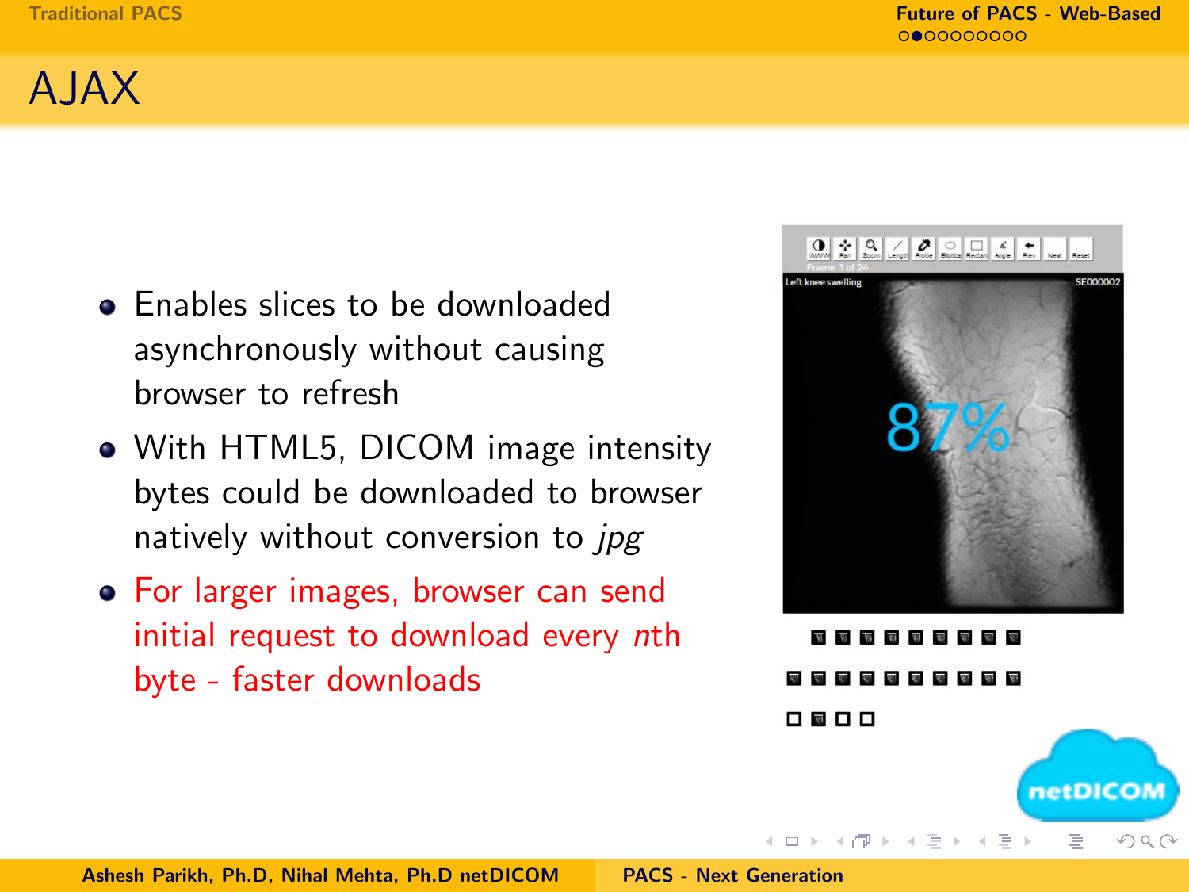# AJAX

- Enables slices to be downloaded asynchronously without causing browser to refresh
- With HTML5, DICOM image intensity bytes could be downloaded to browser natively without conversion to *jpg*
- For larger images, browser can send initial request to download every *n*th byte - faster downloads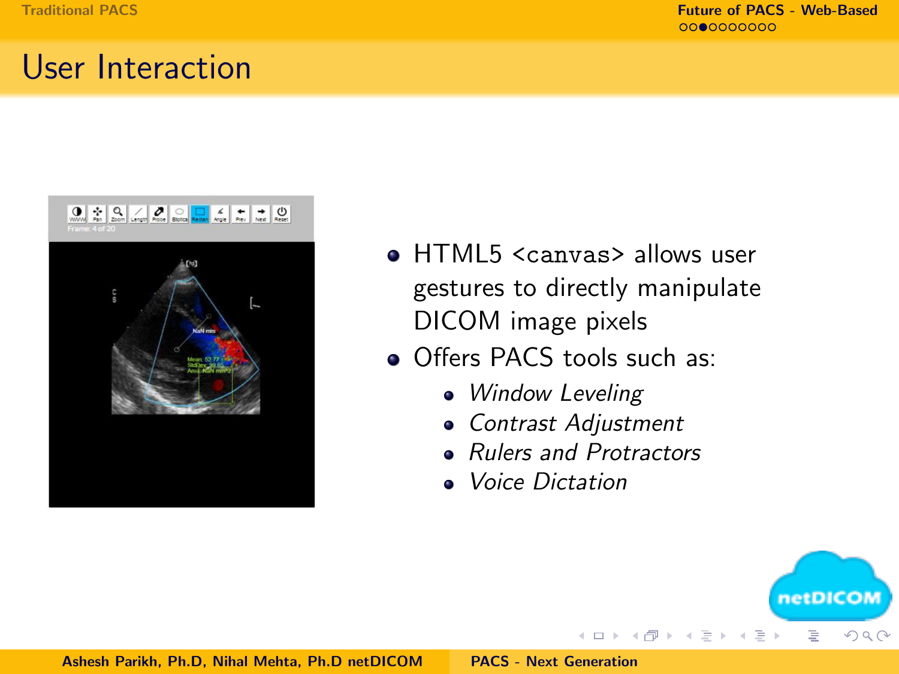## User Interaction

- HTML5 `<canvas>` allows user gestures to directly manipulate DICOM image pixels
- Offers PACS tools such as:
  - *Window Leveling*
  - *Contrast Adjustment*
  - *Rulers and Protractors*
  - *Voice Dictation*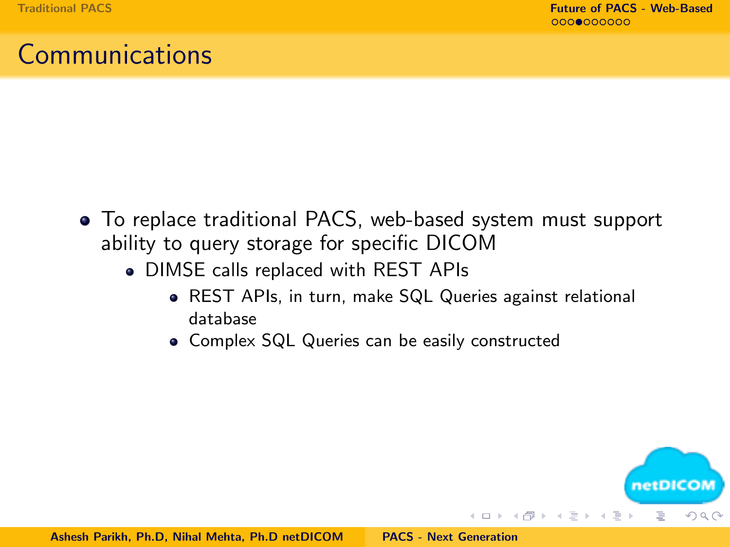# Communications

- To replace traditional PACS, web-based system must support ability to query storage for specific DICOM
  - DIMSE calls replaced with REST APIs
    - REST APIs, in turn, make SQL Queries against relational database
    - Complex SQL Queries can be easily constructed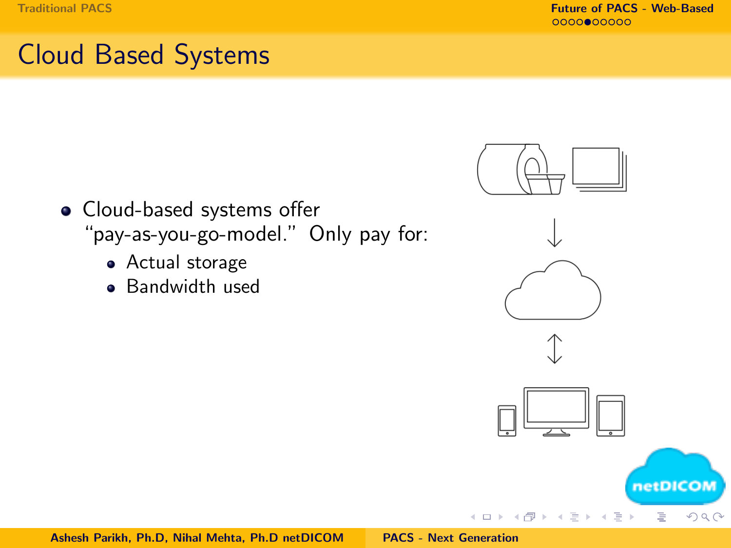# Cloud Based Systems

- Cloud-based systems offer "pay-as-you-go-model." Only pay for:
  - Actual storage
  - Bandwidth used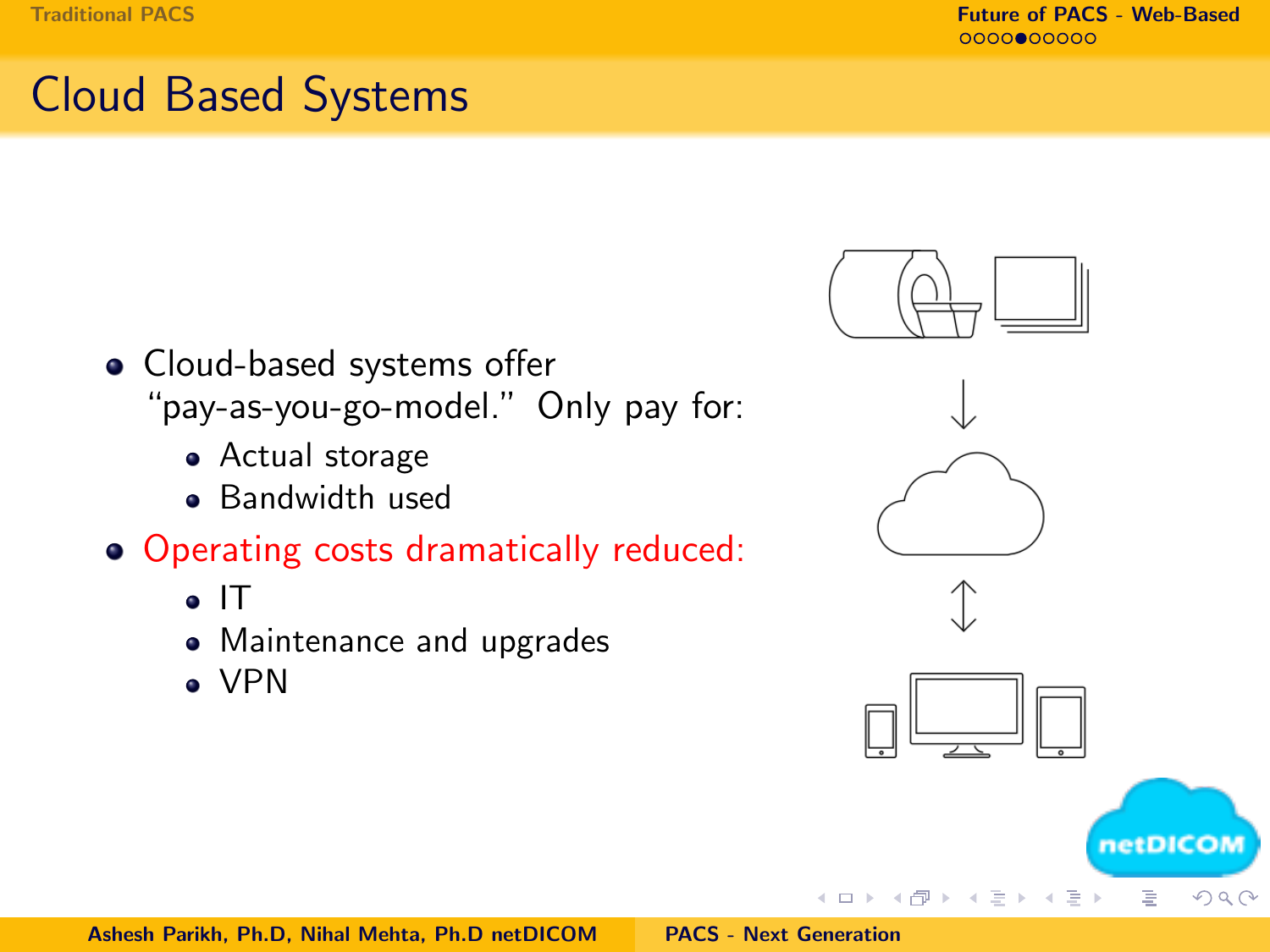# Cloud Based Systems

- Cloud-based systems offer "pay-as-you-go-model." Only pay for:
  - Actual storage
  - Bandwidth used
- Operating costs dramatically reduced:
  - IT
  - Maintenance and upgrades
  - VPN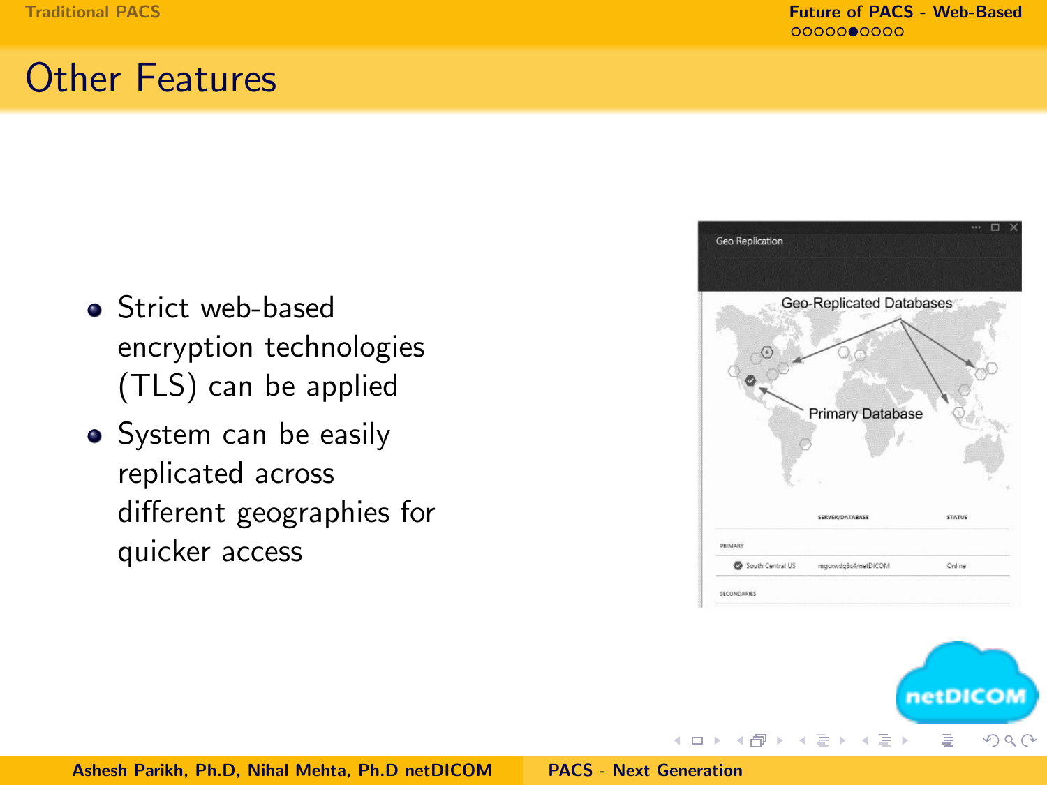# Other Features

- Strict web-based encryption technologies (TLS) can be applied
- System can be easily replicated across different geographies for quicker access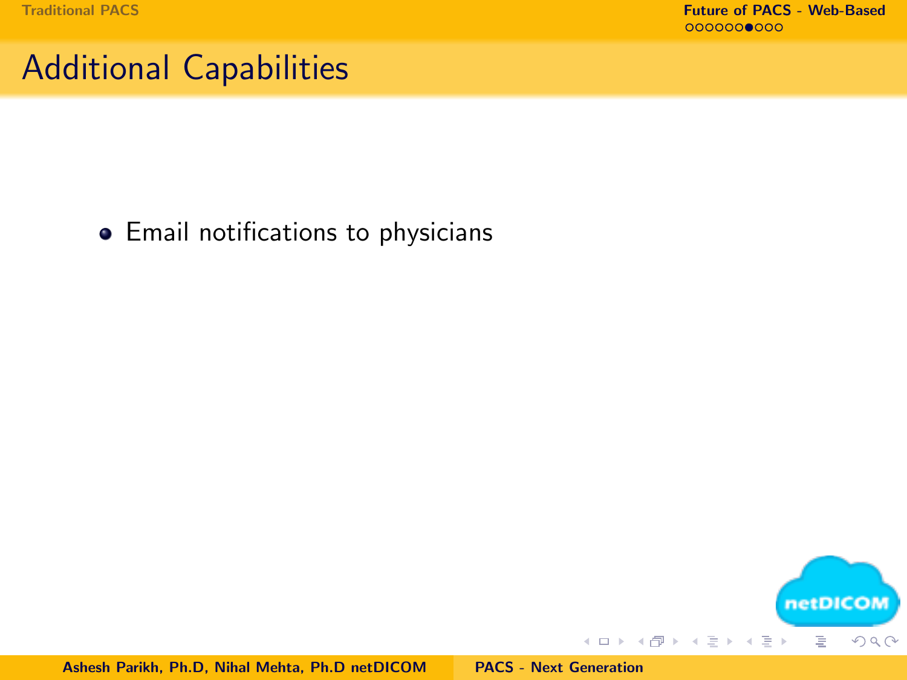## Additional Capabilities

- Email notifications to physicians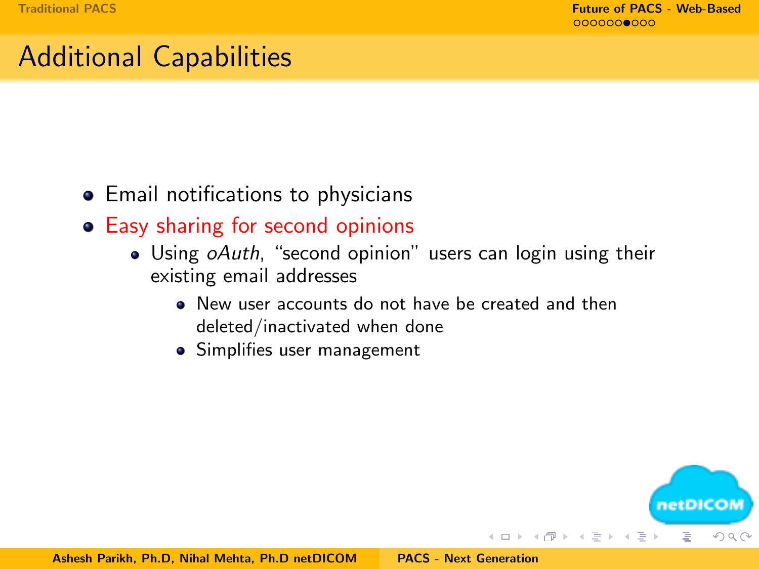## Additional Capabilities

- Email notifications to physicians
- Easy sharing for second opinions
  - Using *oAuth*, "second opinion" users can login using their existing email addresses
    - New user accounts do not have be created and then deleted/inactivated when done
    - Simplifies user management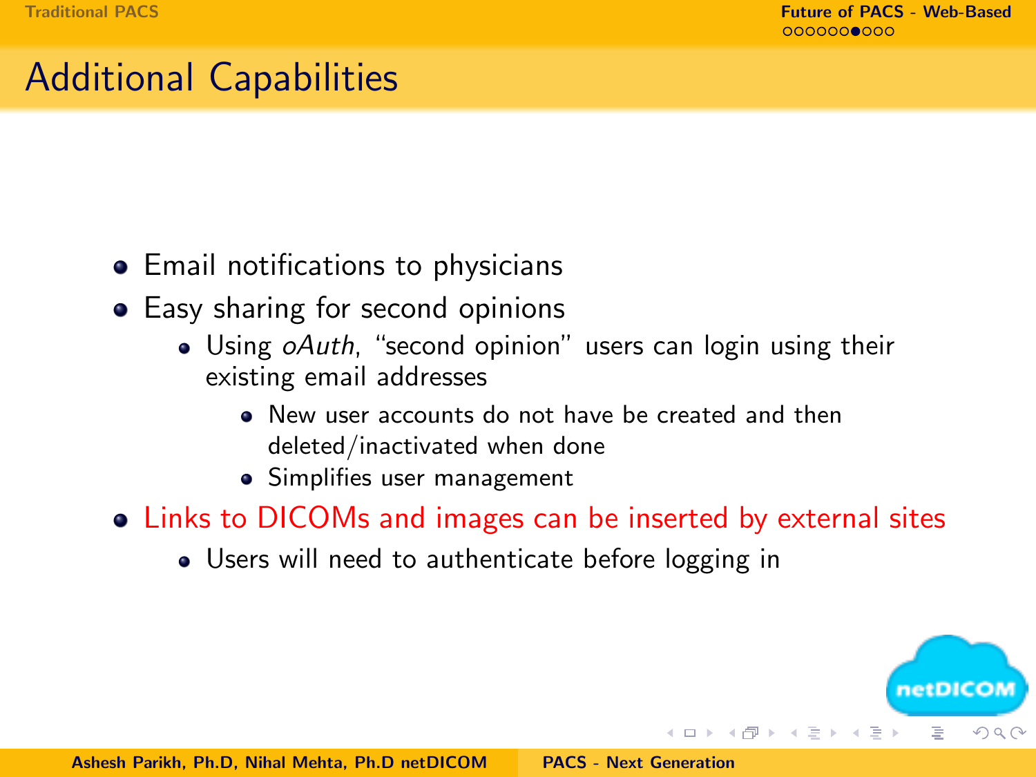## Additional Capabilities

- Email notifications to physicians
- Easy sharing for second opinions
  - Using *oAuth*, "second opinion" users can login using their existing email addresses
    - New user accounts do not have be created and then deleted/inactivated when done
    - Simplifies user management
- Links to DICOMs and images can be inserted by external sites
  - Users will need to authenticate before logging in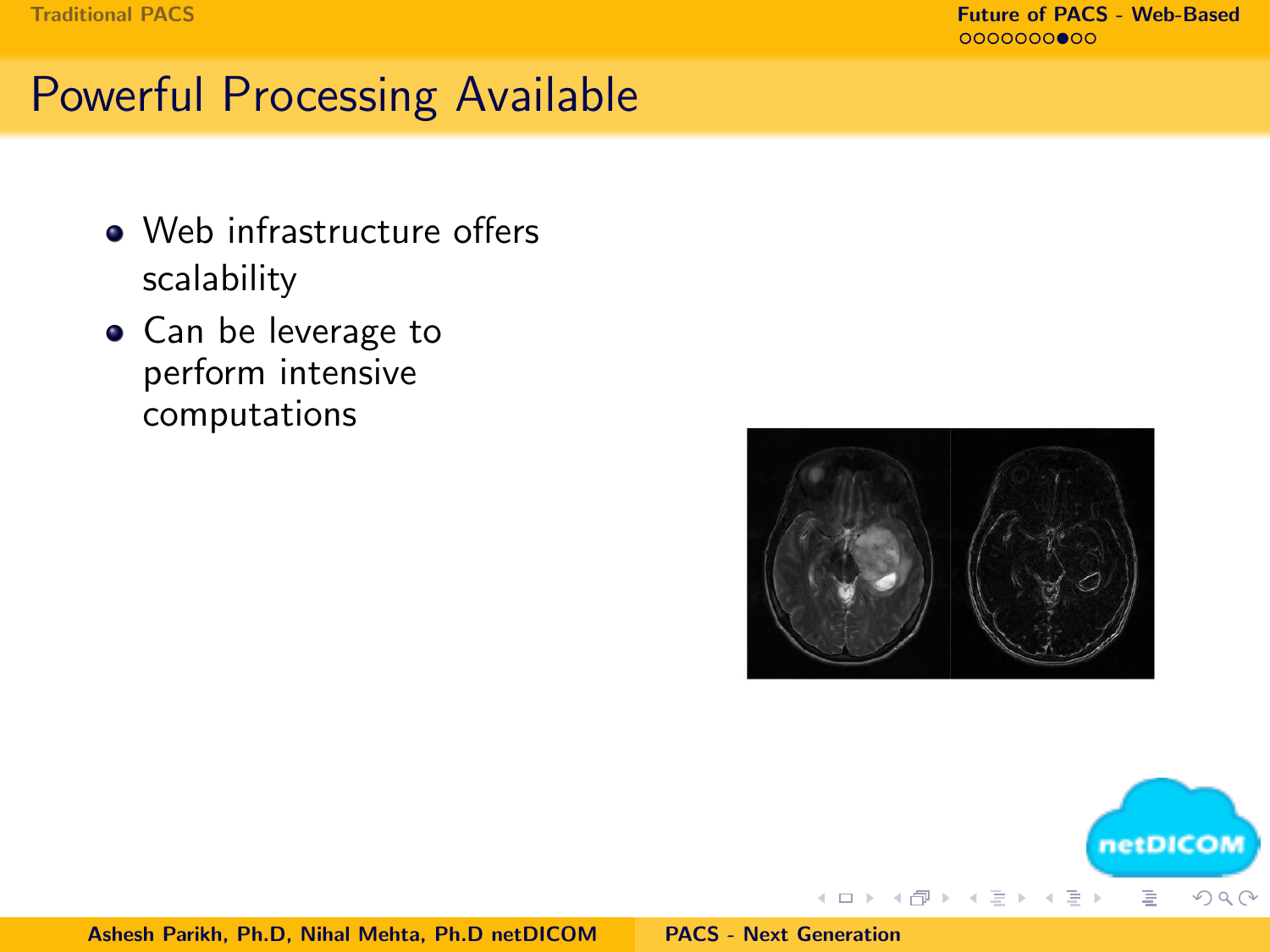## Powerful Processing Available

- Web infrastructure offers scalability
- Can be leverage to perform intensive computations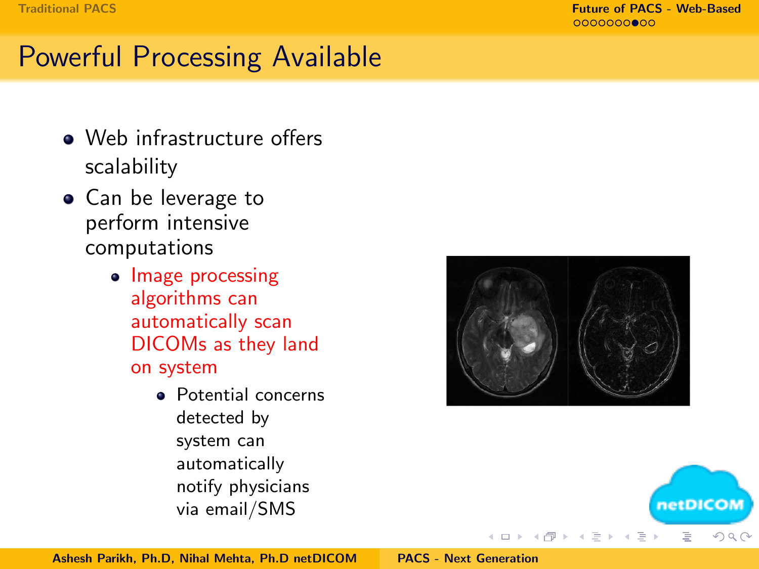# Powerful Processing Available

- Web infrastructure offers scalability
- Can be leverage to perform intensive computations
  - Image processing algorithms can automatically scan DICOMs as they land on system
    - Potential concerns detected by system can automatically notify physicians via email/SMS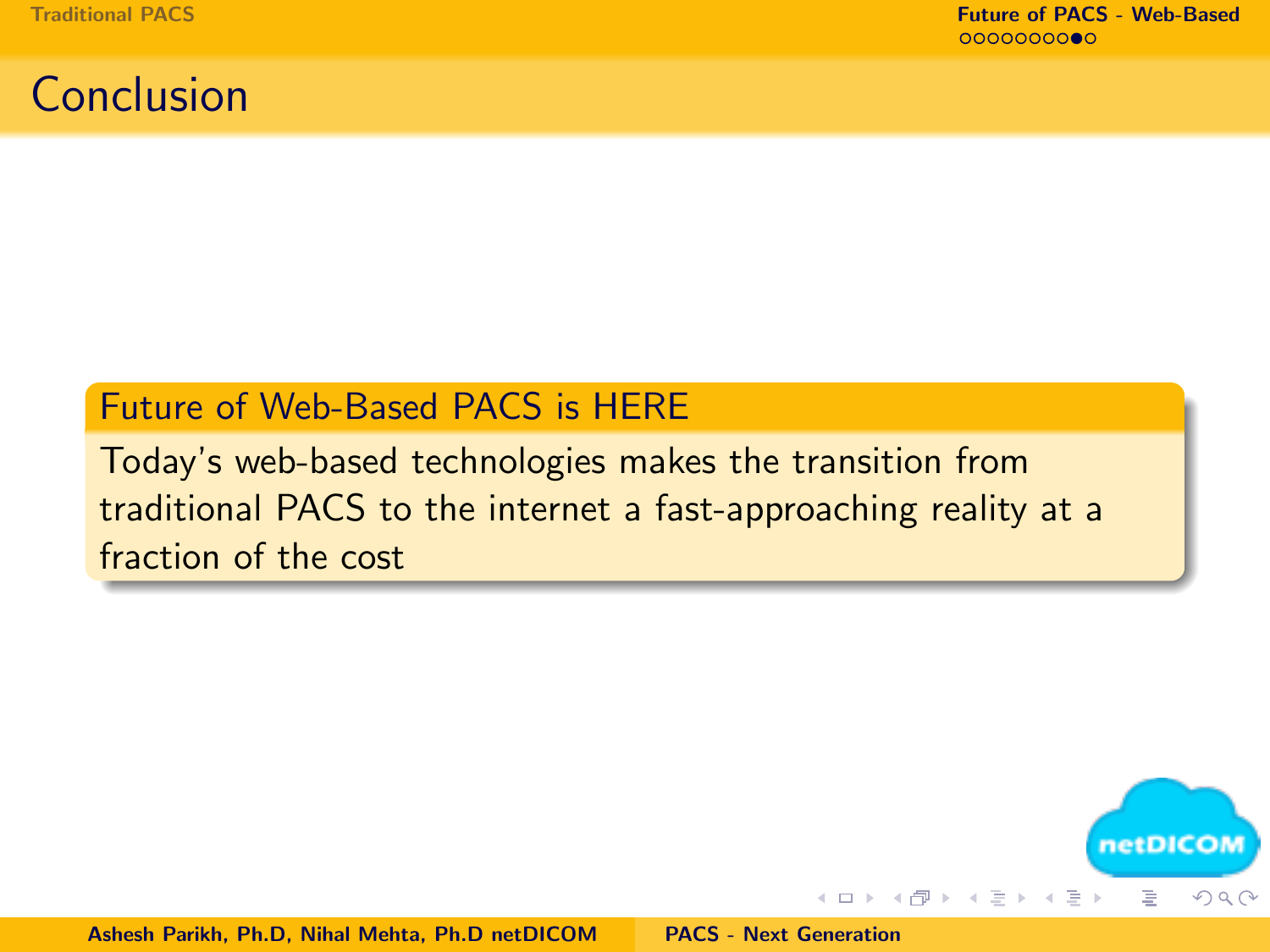# Conclusion

**Future of Web-Based PACS is HERE**

Today's web-based technologies makes the transition from traditional PACS to the internet a fast-approaching reality at a fraction of the cost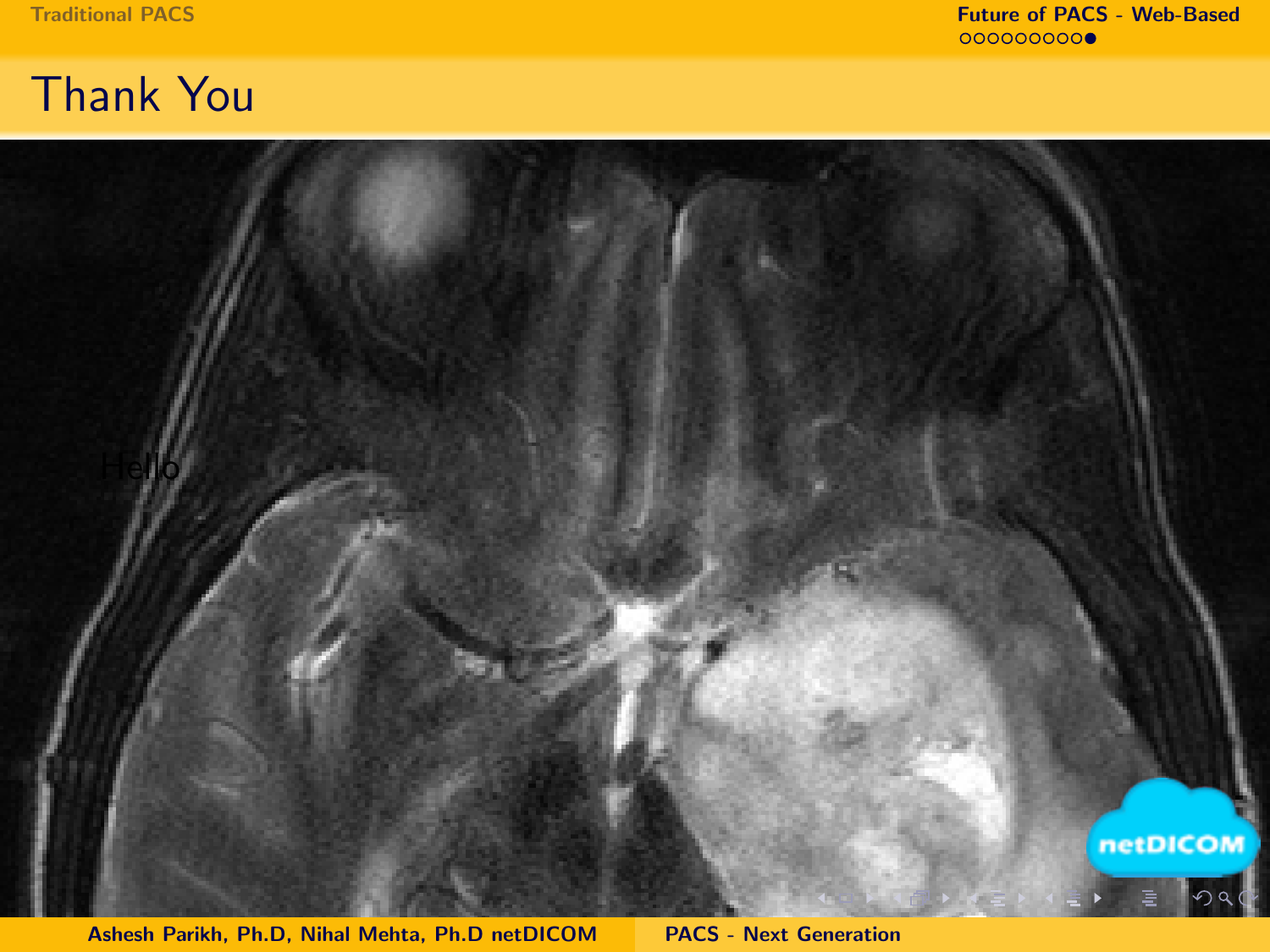# Thank You

Hello